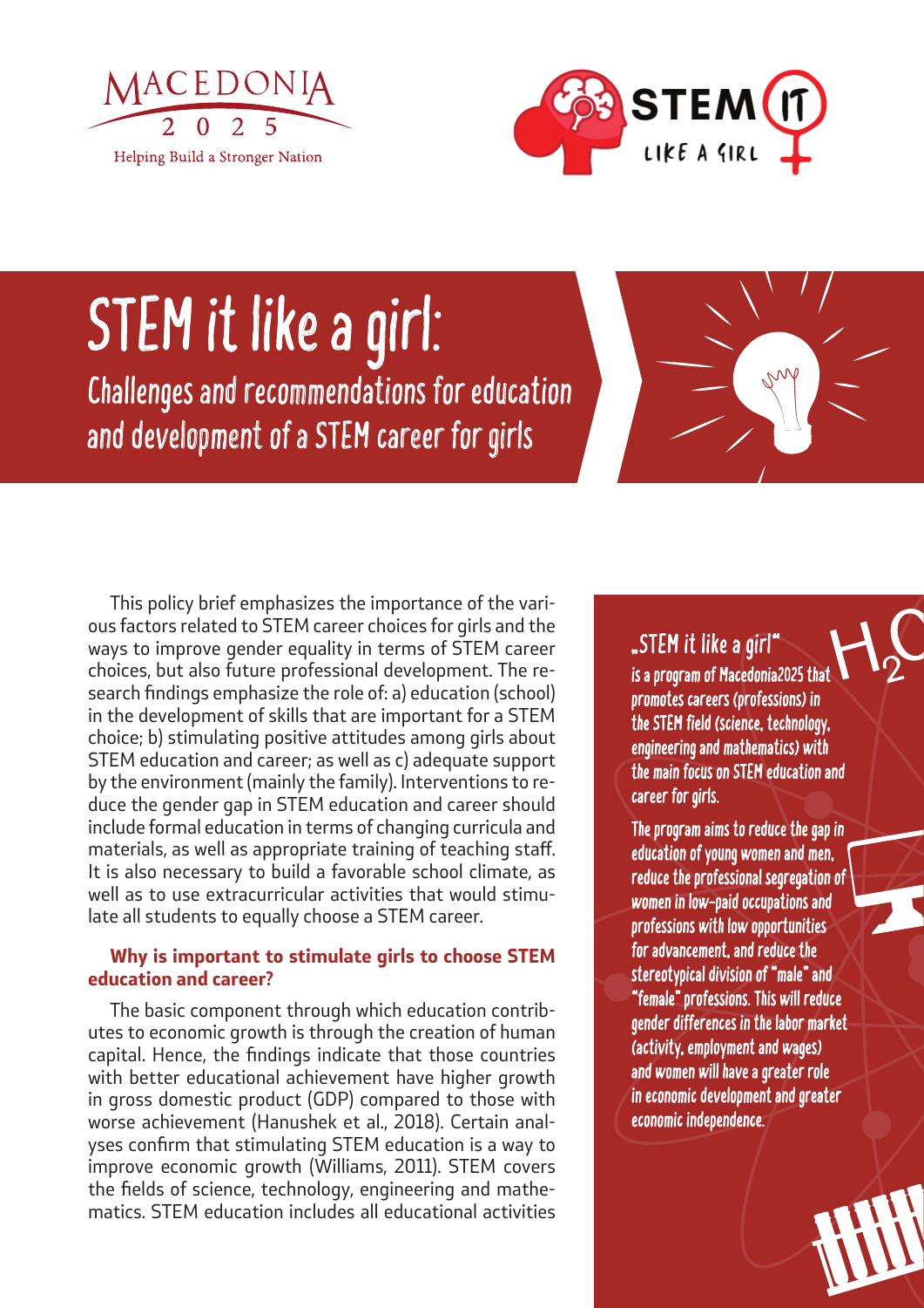MACEDONIA 2025

Helping Build a Stronger Nation

STEM IT LIKE A GIRL

# STEM it like a girl:

## Challenges and recommendations for education and development of a STEM career for girls

This policy brief emphasizes the importance of the various factors related to STEM career choices for girls and the ways to improve gender equality in terms of STEM career choices, but also future professional development. The research findings emphasize the role of: a) education (school) in the development of skills that are important for a STEM choice; b) stimulating positive attitudes among girls about STEM education and career; as well as c) adequate support by the environment (mainly the family). Interventions to reduce the gender gap in STEM education and career should include formal education in terms of changing curricula and materials, as well as appropriate training of teaching staff. It is also necessary to build a favorable school climate, as well as to use extracurricular activities that would stimulate all students to equally choose a STEM career.

**Why is important to stimulate girls to choose STEM education and career?**

The basic component through which education contributes to economic growth is through the creation of human capital. Hence, the findings indicate that those countries with better educational achievement have higher growth in gross domestic product (GDP) compared to those with worse achievement (Hanushek et al., 2018). Certain analyses confirm that stimulating STEM education is a way to improve economic growth (Williams, 2011). STEM covers the fields of science, technology, engineering and mathematics. STEM education includes all educational activities

**„STEM it like a girl"** is a program of Macedonia2025 that promotes careers (professions) in the STEM field (science, technology, engineering and mathematics) with the main focus on STEM education and career for girls.

The program aims to reduce the gap in education of young women and men, reduce the professional segregation of women in low-paid occupations and professions with low opportunities for advancement, and reduce the stereotypical division of "male" and "female" professions. This will reduce gender differences in the labor market (activity, employment and wages) and women will have a greater role in economic development and greater economic independence.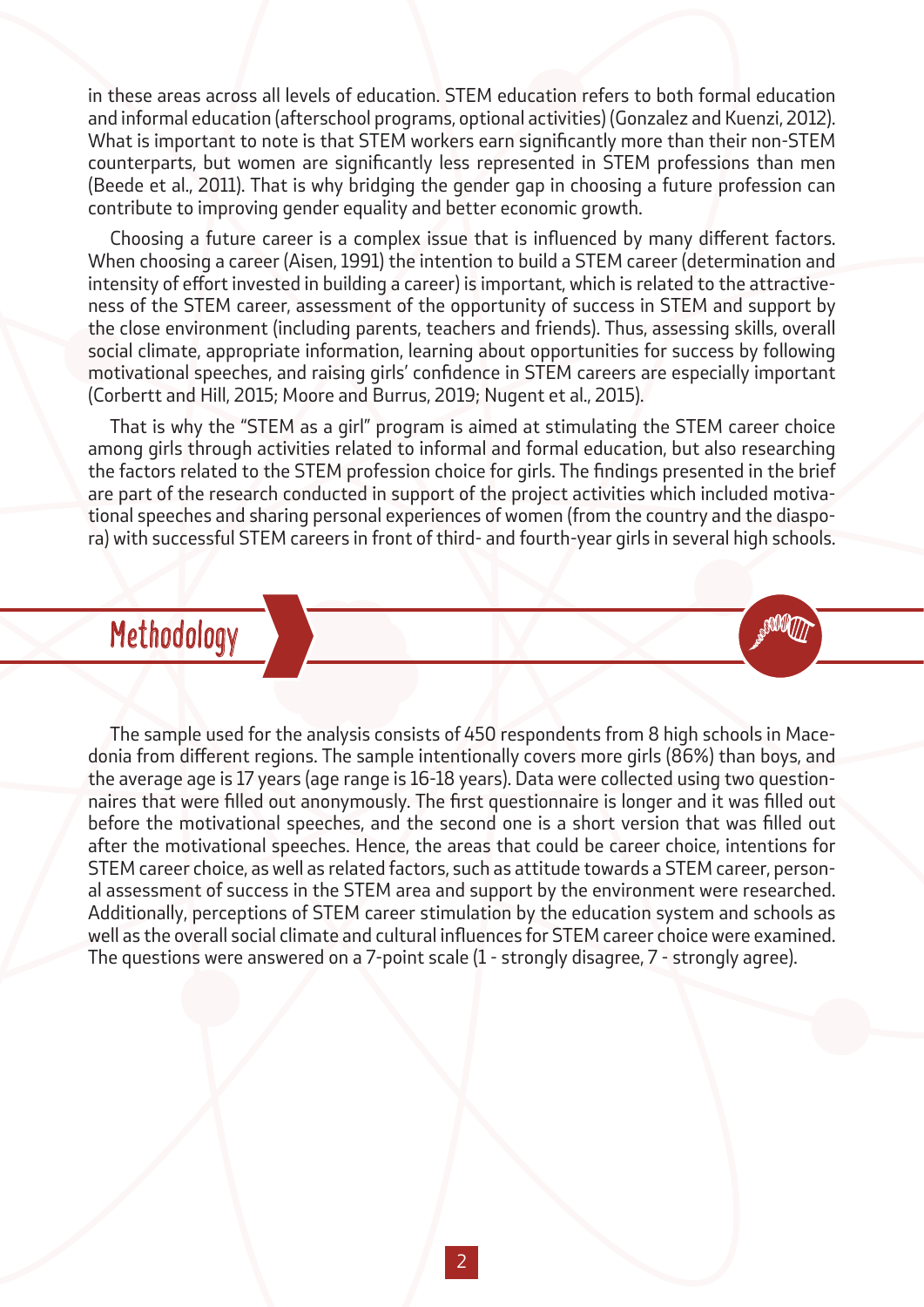in these areas across all levels of education. STEM education refers to both formal education and informal education (afterschool programs, optional activities) (Gonzalez and Kuenzi, 2012). What is important to note is that STEM workers earn significantly more than their non-STEM counterparts, but women are significantly less represented in STEM professions than men (Beede et al., 2011). That is why bridging the gender gap in choosing a future profession can contribute to improving gender equality and better economic growth.

Choosing a future career is a complex issue that is influenced by many different factors. When choosing a career (Aisen, 1991) the intention to build a STEM career (determination and intensity of effort invested in building a career) is important, which is related to the attractiveness of the STEM career, assessment of the opportunity of success in STEM and support by the close environment (including parents, teachers and friends). Thus, assessing skills, overall social climate, appropriate information, learning about opportunities for success by following motivational speeches, and raising girls' confidence in STEM careers are especially important (Corbertt and Hill, 2015; Moore and Burrus, 2019; Nugent et al., 2015).

That is why the "STEM as a girl" program is aimed at stimulating the STEM career choice among girls through activities related to informal and formal education, but also researching the factors related to the STEM profession choice for girls. The findings presented in the brief are part of the research conducted in support of the project activities which included motivational speeches and sharing personal experiences of women (from the country and the diaspora) with successful STEM careers in front of third- and fourth-year girls in several high schools.

## Methodology

The sample used for the analysis consists of 450 respondents from 8 high schools in Macedonia from different regions. The sample intentionally covers more girls (86%) than boys, and the average age is 17 years (age range is 16-18 years). Data were collected using two questionnaires that were filled out anonymously. The first questionnaire is longer and it was filled out before the motivational speeches, and the second one is a short version that was filled out after the motivational speeches. Hence, the areas that could be career choice, intentions for STEM career choice, as well as related factors, such as attitude towards a STEM career, personal assessment of success in the STEM area and support by the environment were researched. Additionally, perceptions of STEM career stimulation by the education system and schools as well as the overall social climate and cultural influences for STEM career choice were examined. The questions were answered on a 7-point scale (1 - strongly disagree, 7 - strongly agree).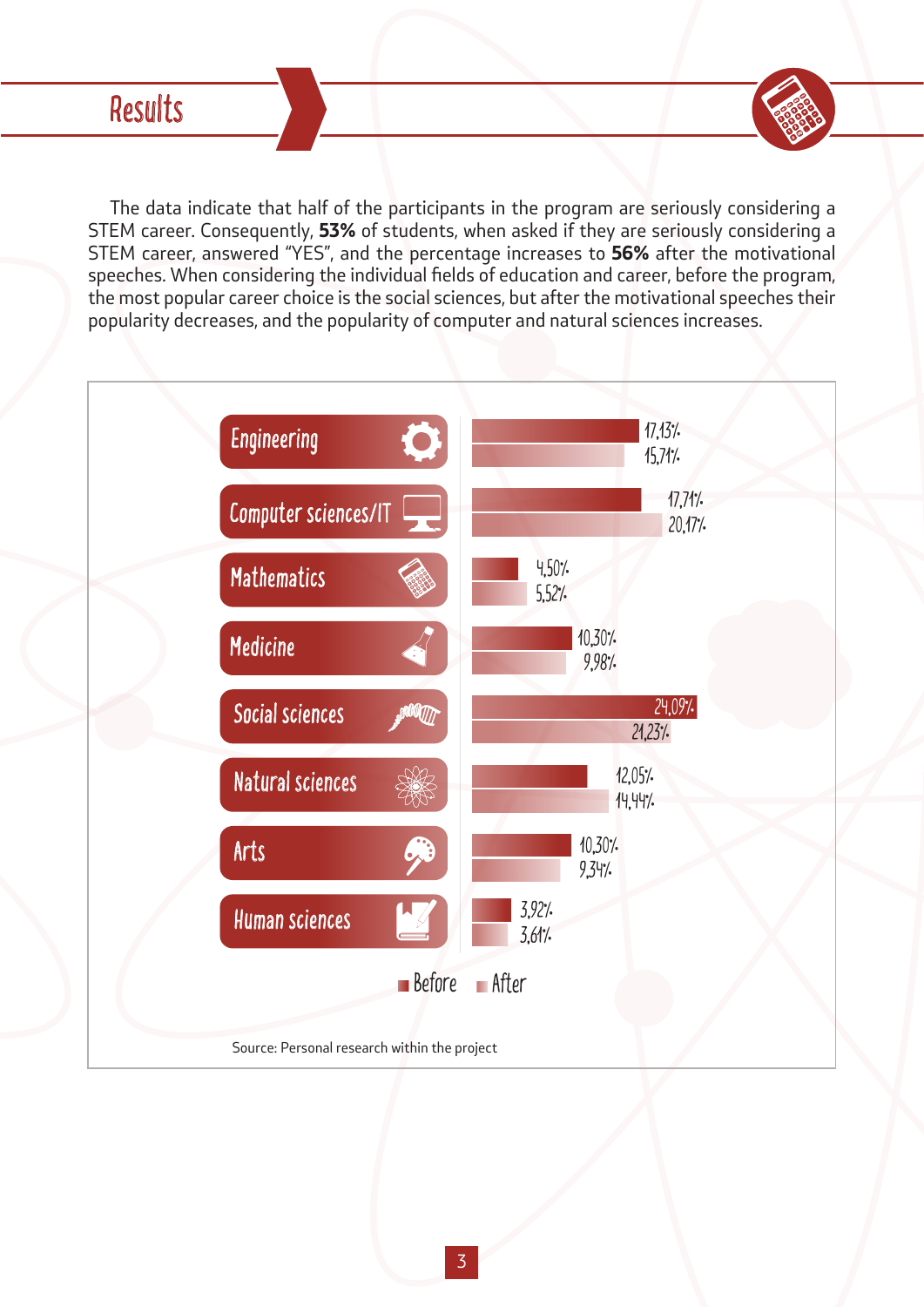# Results

The data indicate that half of the participants in the program are seriously considering a STEM career. Consequently, **53%** of students, when asked if they are seriously considering a STEM career, answered "YES", and the percentage increases to **56%** after the motivational speeches. When considering the individual fields of education and career, before the program, the most popular career choice is the social sciences, but after the motivational speeches their popularity decreases, and the popularity of computer and natural sciences increases.

| Field | Before | After |
| --- | --- | --- |
| Engineering | 17,13% | 15,71% |
| Computer sciences/IT | 17,71% | 20,17% |
| Mathematics | 4,50% | 5,52% |
| Medicine | 10,30% | 9,98% |
| Social sciences | 24,09% | 21,23% |
| Natural sciences | 12,05% | 14,44% |
| Arts | 10,30% | 9,34% |
| Human sciences | 3,92% | 3,61% |

Source: Personal research within the project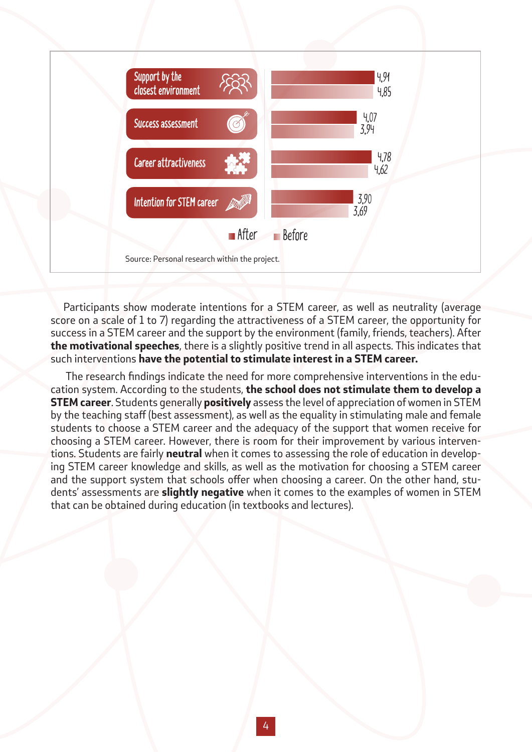| | After | Before |
|---|---|---|
| Support by the closest environment | 4,91 | 4,85 |
| Success assessment | 4,07 | 3,94 |
| Career attractiveness | 4,78 | 4,62 |
| Intention for STEM career | 3,90 | 3,69 |

Source: Personal research within the project.

Participants show moderate intentions for a STEM career, as well as neutrality (average score on a scale of 1 to 7) regarding the attractiveness of a STEM career, the opportunity for success in a STEM career and the support by the environment (family, friends, teachers). After **the motivational speeches**, there is a slightly positive trend in all aspects. This indicates that such interventions **have the potential to stimulate interest in a STEM career.**

The research findings indicate the need for more comprehensive interventions in the education system. According to the students, **the school does not stimulate them to develop a STEM career**. Students generally **positively** assess the level of appreciation of women in STEM by the teaching staff (best assessment), as well as the equality in stimulating male and female students to choose a STEM career and the adequacy of the support that women receive for choosing a STEM career. However, there is room for their improvement by various interventions. Students are fairly **neutral** when it comes to assessing the role of education in developing STEM career knowledge and skills, as well as the motivation for choosing a STEM career and the support system that schools offer when choosing a career. On the other hand, students' assessments are **slightly negative** when it comes to the examples of women in STEM that can be obtained during education (in textbooks and lectures).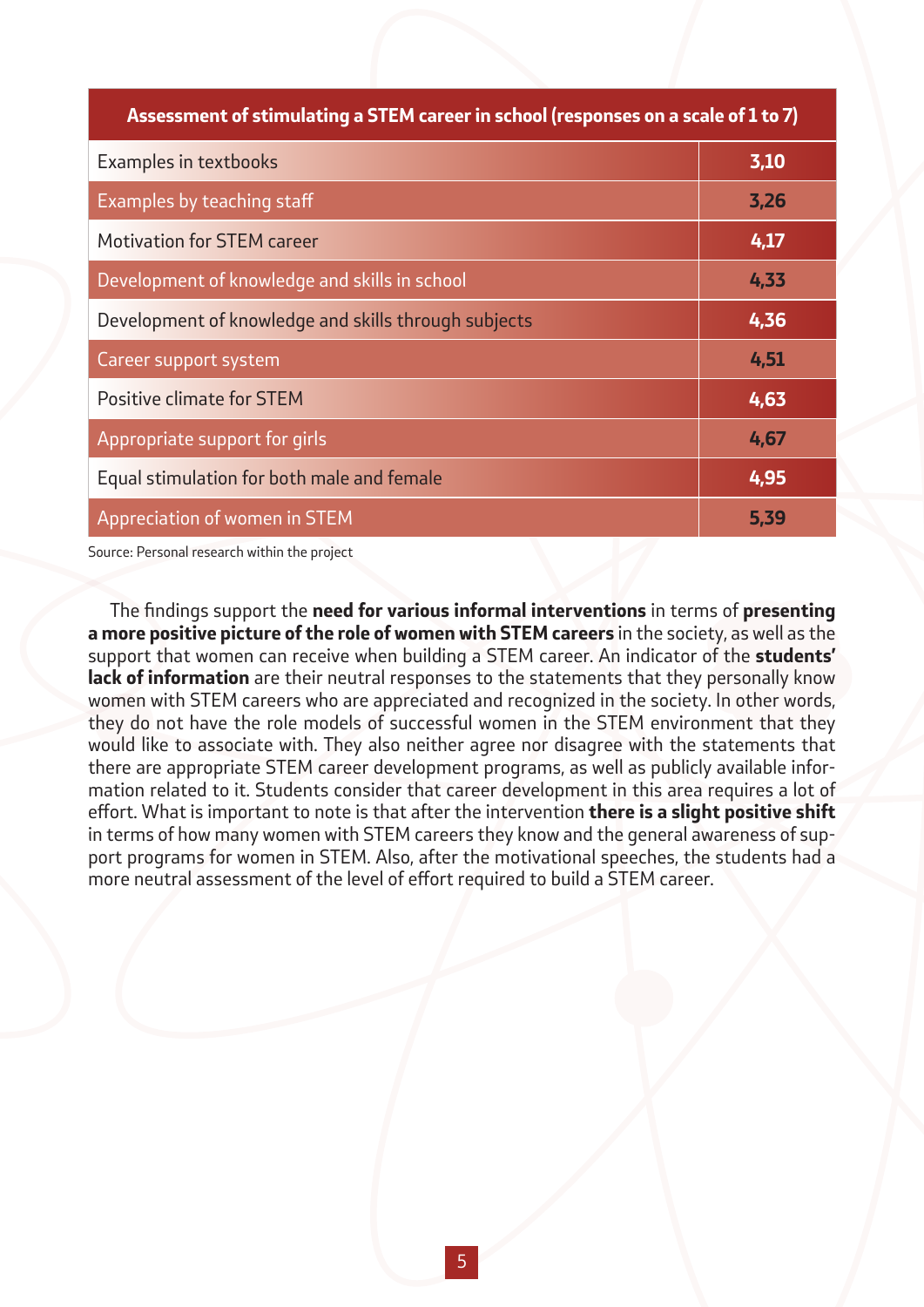| Assessment of stimulating a STEM career in school (responses on a scale of 1 to 7) | |
|---|---|
| Examples in textbooks | 3,10 |
| Examples by teaching staff | 3,26 |
| Motivation for STEM career | 4,17 |
| Development of knowledge and skills in school | 4,33 |
| Development of knowledge and skills through subjects | 4,36 |
| Career support system | 4,51 |
| Positive climate for STEM | 4,63 |
| Appropriate support for girls | 4,67 |
| Equal stimulation for both male and female | 4,95 |
| Appreciation of women in STEM | 5,39 |

Source: Personal research within the project

The findings support the **need for various informal interventions** in terms of **presenting a more positive picture of the role of women with STEM careers** in the society, as well as the support that women can receive when building a STEM career. An indicator of the **students' lack of information** are their neutral responses to the statements that they personally know women with STEM careers who are appreciated and recognized in the society. In other words, they do not have the role models of successful women in the STEM environment that they would like to associate with. They also neither agree nor disagree with the statements that there are appropriate STEM career development programs, as well as publicly available information related to it. Students consider that career development in this area requires a lot of effort. What is important to note is that after the intervention **there is a slight positive shift** in terms of how many women with STEM careers they know and the general awareness of support programs for women in STEM. Also, after the motivational speeches, the students had a more neutral assessment of the level of effort required to build a STEM career.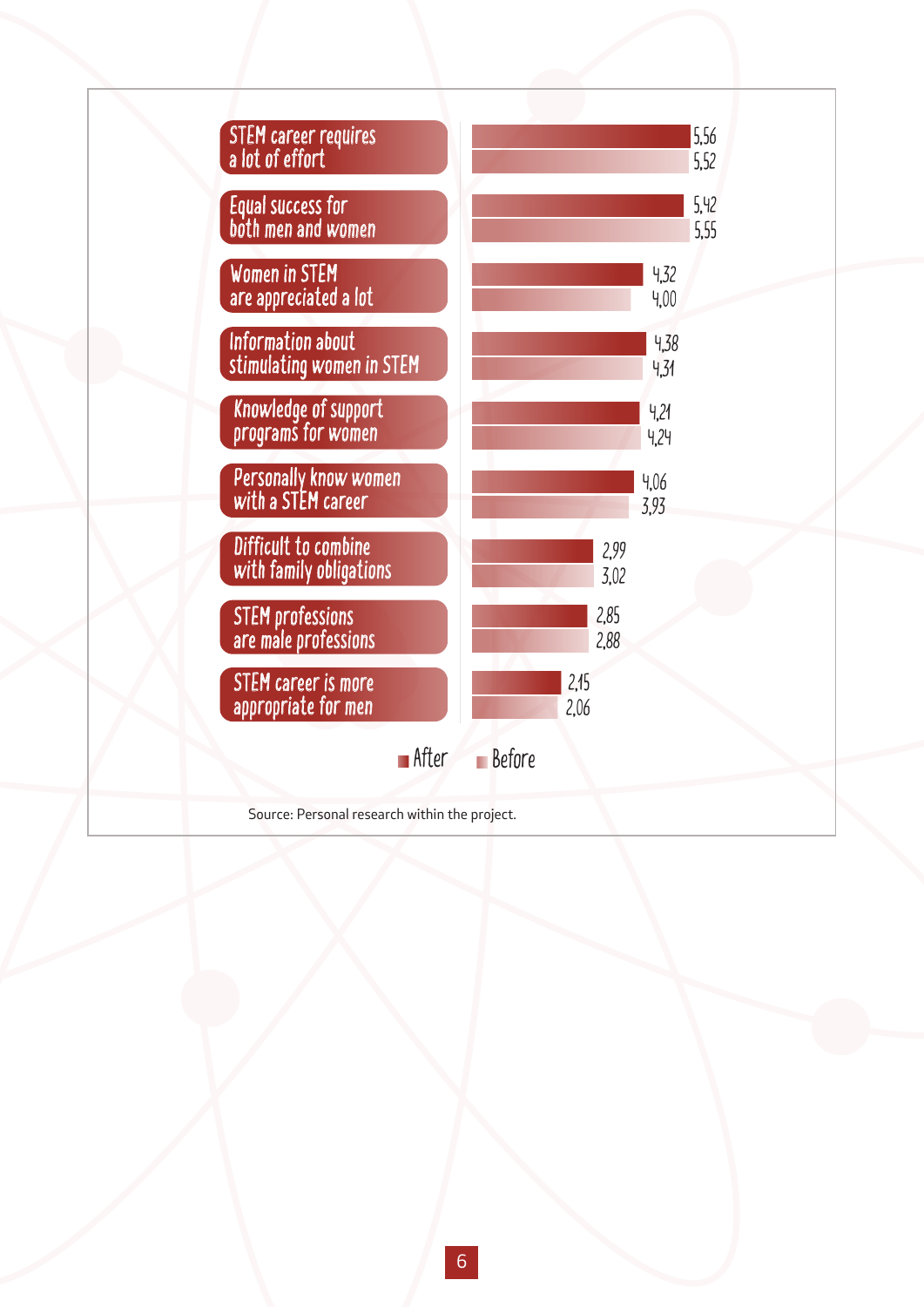| | After | Before |
|---|---|---|
| STEM career requires a lot of effort | 5,56 | 5,52 |
| Equal success for both men and women | 5,42 | 5,55 |
| Women in STEM are appreciated a lot | 4,32 | 4,00 |
| Information about stimulating women in STEM | 4,38 | 4,31 |
| Knowledge of support programs for women | 4,21 | 4,24 |
| Personally know women with a STEM career | 4,06 | 3,93 |
| Difficult to combine with family obligations | 2,99 | 3,02 |
| STEM professions are male professions | 2,85 | 2,88 |
| STEM career is more appropriate for men | 2,15 | 2,06 |

Source: Personal research within the project.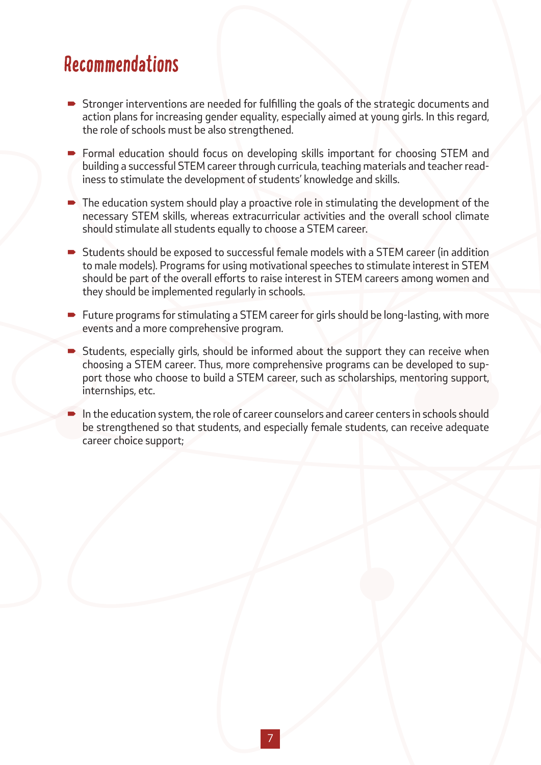# Recommendations

- Stronger interventions are needed for fulfilling the goals of the strategic documents and action plans for increasing gender equality, especially aimed at young girls. In this regard, the role of schools must be also strengthened.
- Formal education should focus on developing skills important for choosing STEM and building a successful STEM career through curricula, teaching materials and teacher readiness to stimulate the development of students' knowledge and skills.
- The education system should play a proactive role in stimulating the development of the necessary STEM skills, whereas extracurricular activities and the overall school climate should stimulate all students equally to choose a STEM career.
- Students should be exposed to successful female models with a STEM career (in addition to male models). Programs for using motivational speeches to stimulate interest in STEM should be part of the overall efforts to raise interest in STEM careers among women and they should be implemented regularly in schools.
- Future programs for stimulating a STEM career for girls should be long-lasting, with more events and a more comprehensive program.
- Students, especially girls, should be informed about the support they can receive when choosing a STEM career. Thus, more comprehensive programs can be developed to support those who choose to build a STEM career, such as scholarships, mentoring support, internships, etc.
- In the education system, the role of career counselors and career centers in schools should be strengthened so that students, and especially female students, can receive adequate career choice support;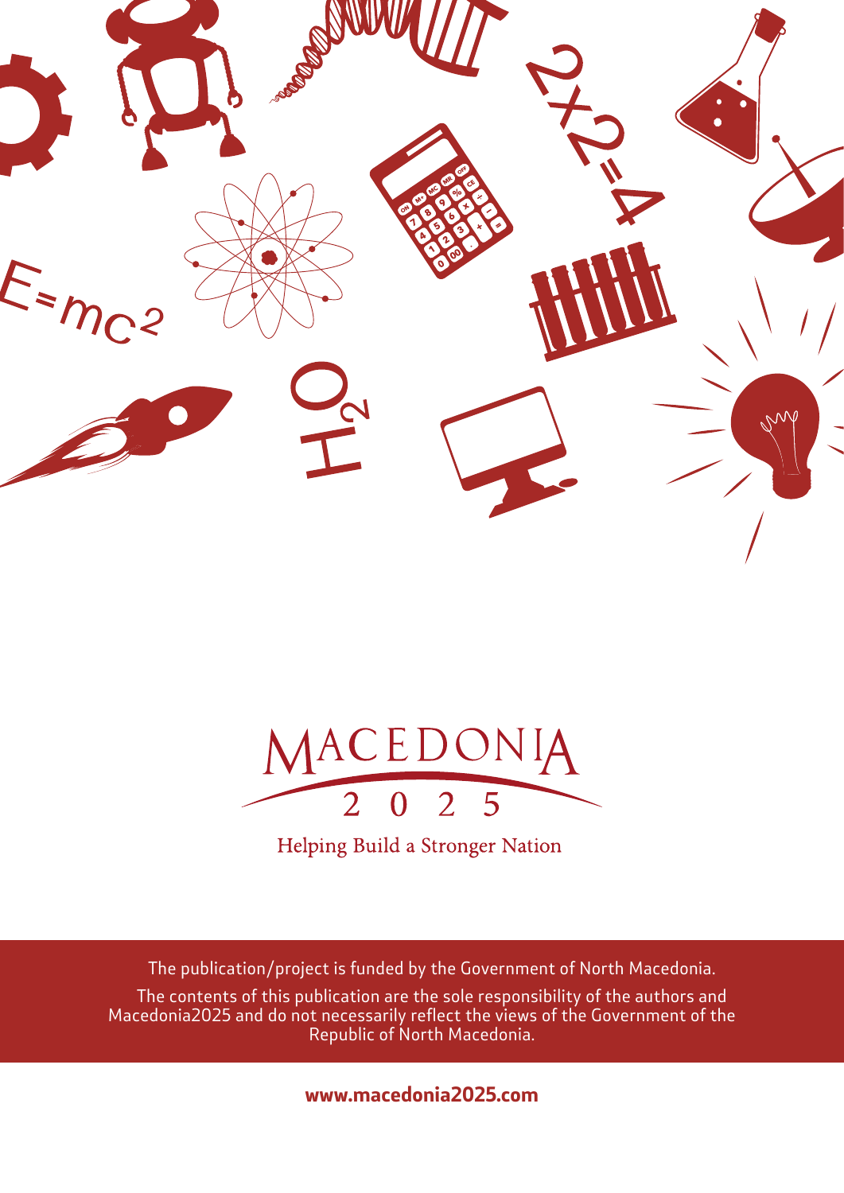MACEDONIA 2025

Helping Build a Stronger Nation

The publication/project is funded by the Government of North Macedonia.

The contents of this publication are the sole responsibility of the authors and Macedonia2025 and do not necessarily reflect the views of the Government of the Republic of North Macedonia.

**www.macedonia2025.com**